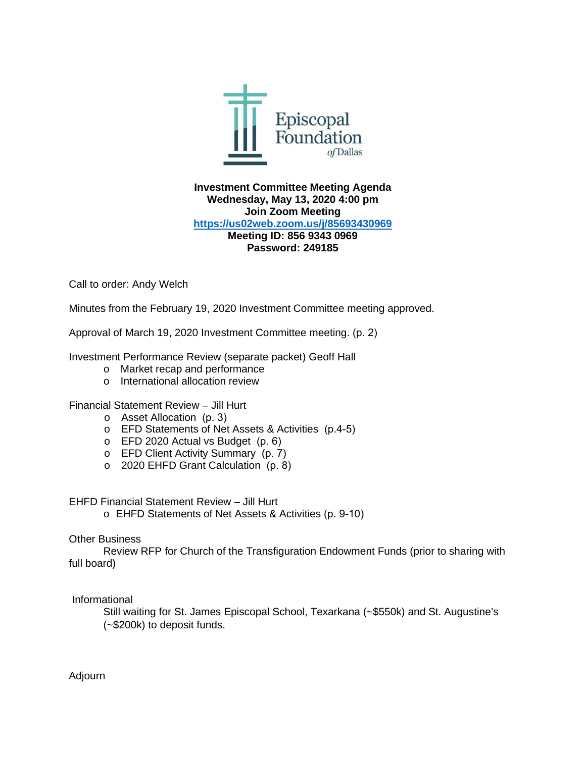Episcopal Foundation *of* Dallas

**Investment Committee Meeting Agenda**
**Wednesday, May 13, 2020 4:00 pm**
**Join Zoom Meeting**
**https://us02web.zoom.us/j/85693430969**
**Meeting ID: 856 9343 0969**
**Password: 249185**

Call to order: Andy Welch

Minutes from the February 19, 2020 Investment Committee meeting approved.

Approval of March 19, 2020 Investment Committee meeting. (p. 2)

Investment Performance Review (separate packet) Geoff Hall

- Market recap and performance
- International allocation review

Financial Statement Review – Jill Hurt

- Asset Allocation (p. 3)
- EFD Statements of Net Assets & Activities (p.4-5)
- EFD 2020 Actual vs Budget (p. 6)
- EFD Client Activity Summary (p. 7)
- 2020 EHFD Grant Calculation (p. 8)

EHFD Financial Statement Review – Jill Hurt

- EHFD Statements of Net Assets & Activities (p. 9-10)

Other Business

Review RFP for Church of the Transfiguration Endowment Funds (prior to sharing with full board)

Informational

Still waiting for St. James Episcopal School, Texarkana (~$550k) and St. Augustine's (~$200k) to deposit funds.

Adjourn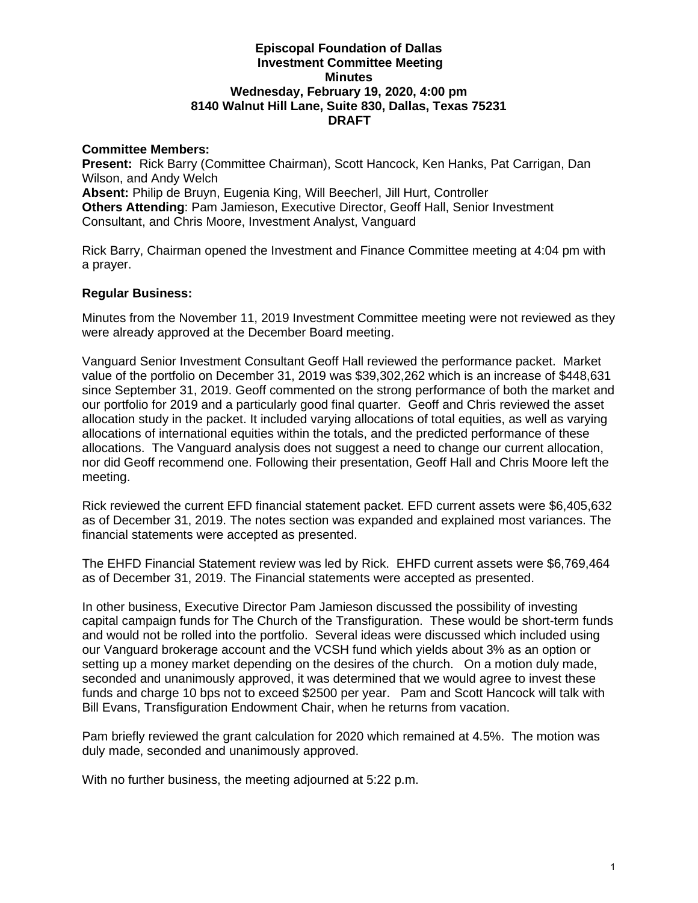**Episcopal Foundation of Dallas**
**Investment Committee Meeting**
**Minutes**
**Wednesday, February 19, 2020, 4:00 pm**
**8140 Walnut Hill Lane, Suite 830, Dallas, Texas 75231**
**DRAFT**

**Committee Members:**
**Present:** Rick Barry (Committee Chairman), Scott Hancock, Ken Hanks, Pat Carrigan, Dan Wilson, and Andy Welch
**Absent:** Philip de Bruyn, Eugenia King, Will Beecherl, Jill Hurt, Controller
**Others Attending**: Pam Jamieson, Executive Director, Geoff Hall, Senior Investment Consultant, and Chris Moore, Investment Analyst, Vanguard

Rick Barry, Chairman opened the Investment and Finance Committee meeting at 4:04 pm with a prayer.

**Regular Business:**

Minutes from the November 11, 2019 Investment Committee meeting were not reviewed as they were already approved at the December Board meeting.

Vanguard Senior Investment Consultant Geoff Hall reviewed the performance packet. Market value of the portfolio on December 31, 2019 was $39,302,262 which is an increase of $448,631 since September 31, 2019. Geoff commented on the strong performance of both the market and our portfolio for 2019 and a particularly good final quarter. Geoff and Chris reviewed the asset allocation study in the packet. It included varying allocations of total equities, as well as varying allocations of international equities within the totals, and the predicted performance of these allocations. The Vanguard analysis does not suggest a need to change our current allocation, nor did Geoff recommend one. Following their presentation, Geoff Hall and Chris Moore left the meeting.

Rick reviewed the current EFD financial statement packet. EFD current assets were $6,405,632 as of December 31, 2019. The notes section was expanded and explained most variances. The financial statements were accepted as presented.

The EHFD Financial Statement review was led by Rick. EHFD current assets were $6,769,464 as of December 31, 2019. The Financial statements were accepted as presented.

In other business, Executive Director Pam Jamieson discussed the possibility of investing capital campaign funds for The Church of the Transfiguration. These would be short-term funds and would not be rolled into the portfolio. Several ideas were discussed which included using our Vanguard brokerage account and the VCSH fund which yields about 3% as an option or setting up a money market depending on the desires of the church. On a motion duly made, seconded and unanimously approved, it was determined that we would agree to invest these funds and charge 10 bps not to exceed $2500 per year. Pam and Scott Hancock will talk with Bill Evans, Transfiguration Endowment Chair, when he returns from vacation.

Pam briefly reviewed the grant calculation for 2020 which remained at 4.5%. The motion was duly made, seconded and unanimously approved.

With no further business, the meeting adjourned at 5:22 p.m.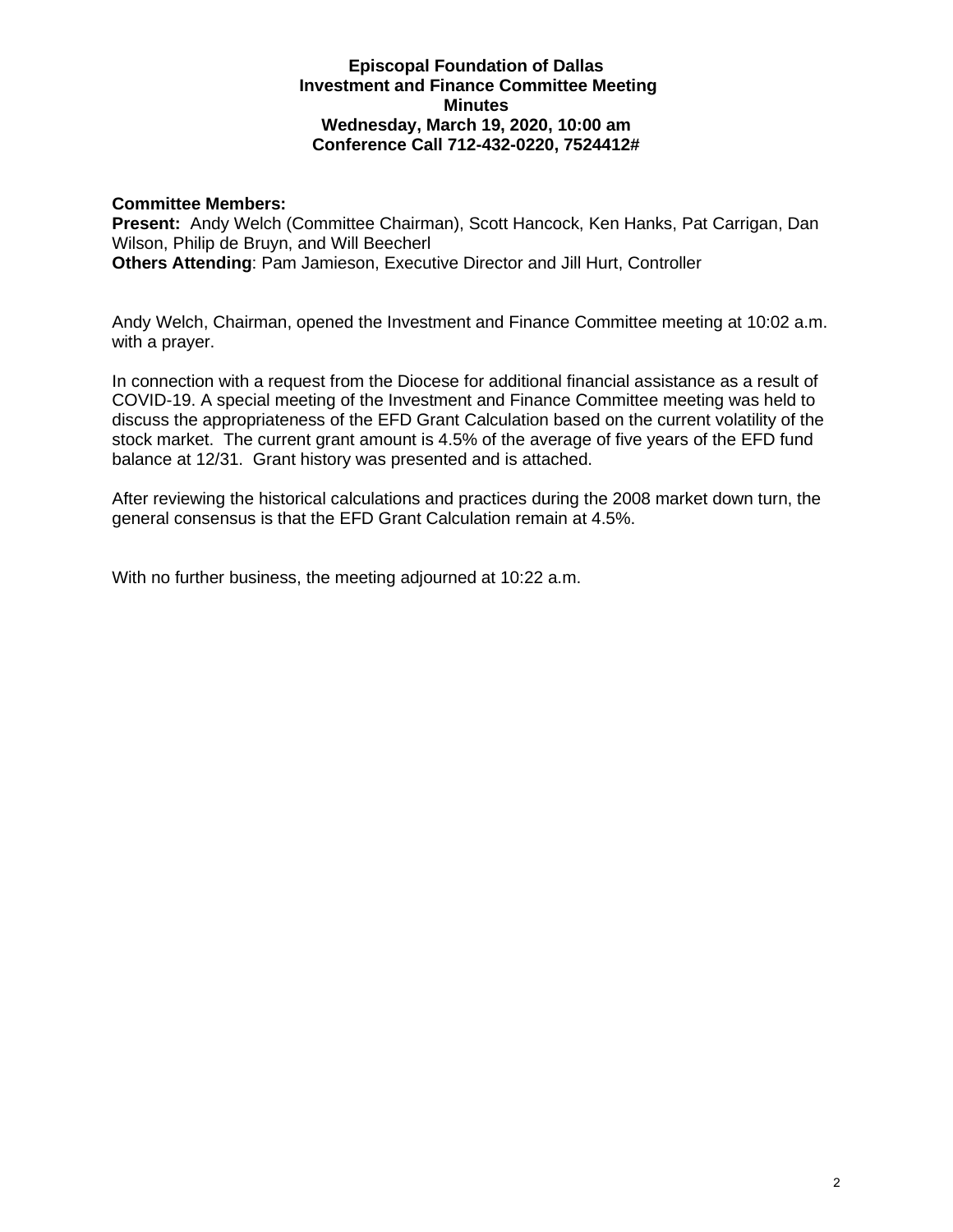**Episcopal Foundation of Dallas**
**Investment and Finance Committee Meeting**
**Minutes**
**Wednesday, March 19, 2020, 10:00 am**
**Conference Call 712-432-0220, 7524412#**

**Committee Members:**
**Present:** Andy Welch (Committee Chairman), Scott Hancock, Ken Hanks, Pat Carrigan, Dan Wilson, Philip de Bruyn, and Will Beecherl
**Others Attending**: Pam Jamieson, Executive Director and Jill Hurt, Controller

Andy Welch, Chairman, opened the Investment and Finance Committee meeting at 10:02 a.m. with a prayer.

In connection with a request from the Diocese for additional financial assistance as a result of COVID-19. A special meeting of the Investment and Finance Committee meeting was held to discuss the appropriateness of the EFD Grant Calculation based on the current volatility of the stock market. The current grant amount is 4.5% of the average of five years of the EFD fund balance at 12/31. Grant history was presented and is attached.

After reviewing the historical calculations and practices during the 2008 market down turn, the general consensus is that the EFD Grant Calculation remain at 4.5%.

With no further business, the meeting adjourned at 10:22 a.m.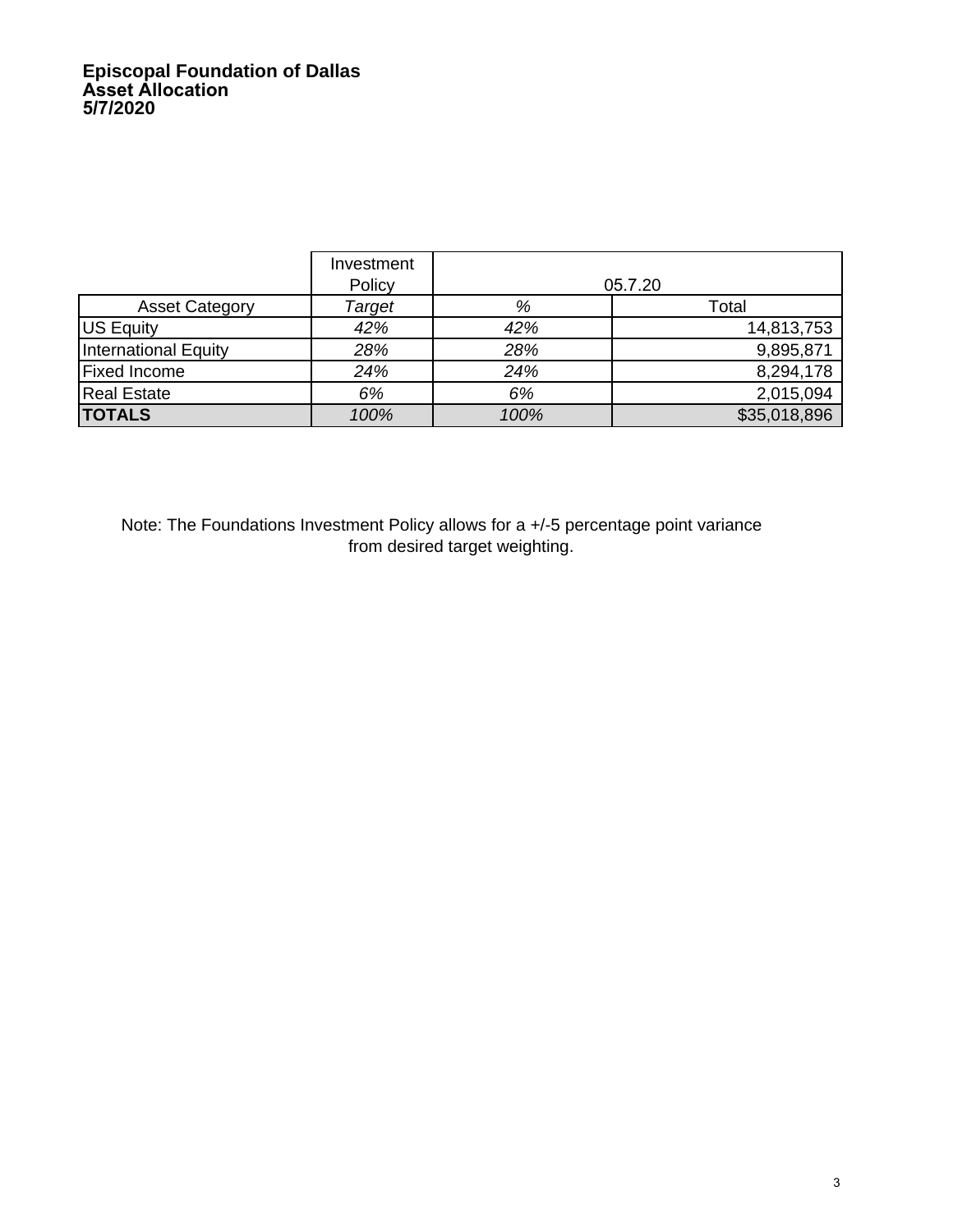**Episcopal Foundation of Dallas**
**Asset Allocation**
**5/7/2020**

| | Investment Policy | 05.7.20 | |
|---|---|---|---|
| Asset Category | *Target* | *%* | Total |
| US Equity | *42%* | *42%* | 14,813,753 |
| International Equity | *28%* | *28%* | 9,895,871 |
| Fixed Income | *24%* | *24%* | 8,294,178 |
| Real Estate | *6%* | *6%* | 2,015,094 |
| **TOTALS** | *100%* | *100%* | $35,018,896 |

Note: The Foundations Investment Policy allows for a +/-5 percentage point variance from desired target weighting.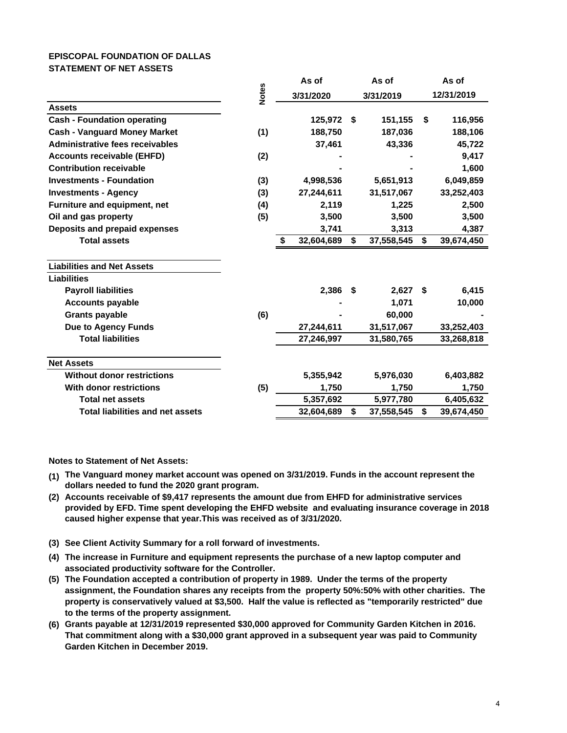**EPISCOPAL FOUNDATION OF DALLAS**
**STATEMENT OF NET ASSETS**

| | Notes | As of 3/31/2020 | As of 3/31/2019 | As of 12/31/2019 |
|---|---|---|---|---|
| **Assets** | | | | |
| **Cash - Foundation operating** | | 125,972 | $ 151,155 | $ 116,956 |
| **Cash - Vanguard Money Market** | (1) | 188,750 | 187,036 | 188,106 |
| **Administrative fees receivables** | | 37,461 | 43,336 | 45,722 |
| **Accounts receivable (EHFD)** | (2) | - | - | 9,417 |
| **Contribution receivable** | | - | - | 1,600 |
| **Investments - Foundation** | (3) | 4,998,536 | 5,651,913 | 6,049,859 |
| **Investments - Agency** | (3) | 27,244,611 | 31,517,067 | 33,252,403 |
| **Furniture and equipment, net** | (4) | 2,119 | 1,225 | 2,500 |
| **Oil and gas property** | (5) | 3,500 | 3,500 | 3,500 |
| **Deposits and prepaid expenses** | | 3,741 | 3,313 | 4,387 |
| **Total assets** | | $ 32,604,689 | $ 37,558,545 | $ 39,674,450 |
| **Liabilities and Net Assets** | | | | |
| **Liabilities** | | | | |
| **Payroll liabilities** | | 2,386 | $ 2,627 | $ 6,415 |
| **Accounts payable** | | - | 1,071 | 10,000 |
| **Grants payable** | (6) | - | 60,000 | - |
| **Due to Agency Funds** | | 27,244,611 | 31,517,067 | 33,252,403 |
| **Total liabilities** | | 27,246,997 | 31,580,765 | 33,268,818 |
| **Net Assets** | | | | |
| **Without donor restrictions** | | 5,355,942 | 5,976,030 | 6,403,882 |
| **With donor restrictions** | (5) | 1,750 | 1,750 | 1,750 |
| **Total net assets** | | 5,357,692 | 5,977,780 | 6,405,632 |
| **Total liabilities and net assets** | | 32,604,689 | $ 37,558,545 | $ 39,674,450 |

**Notes to Statement of Net Assets:**

**(1)** **The Vanguard money market account was opened on 3/31/2019. Funds in the account represent the dollars needed to fund the 2020 grant program.**

**(2)** **Accounts receivable of $9,417 represents the amount due from EHFD for administrative services provided by EFD. Time spent developing the EHFD website and evaluating insurance coverage in 2018 caused higher expense that year.This was received as of 3/31/2020.**

**(3)** **See Client Activity Summary for a roll forward of investments.**

**(4)** **The increase in Furniture and equipment represents the purchase of a new laptop computer and associated productivity software for the Controller.**

**(5)** **The Foundation accepted a contribution of property in 1989. Under the terms of the property assignment, the Foundation shares any receipts from the property 50%:50% with other charities. The property is conservatively valued at $3,500. Half the value is reflected as "temporarily restricted" due to the terms of the property assignment.**

**(6)** **Grants payable at 12/31/2019 represented $30,000 approved for Community Garden Kitchen in 2016. That commitment along with a $30,000 grant approved in a subsequent year was paid to Community Garden Kitchen in December 2019.**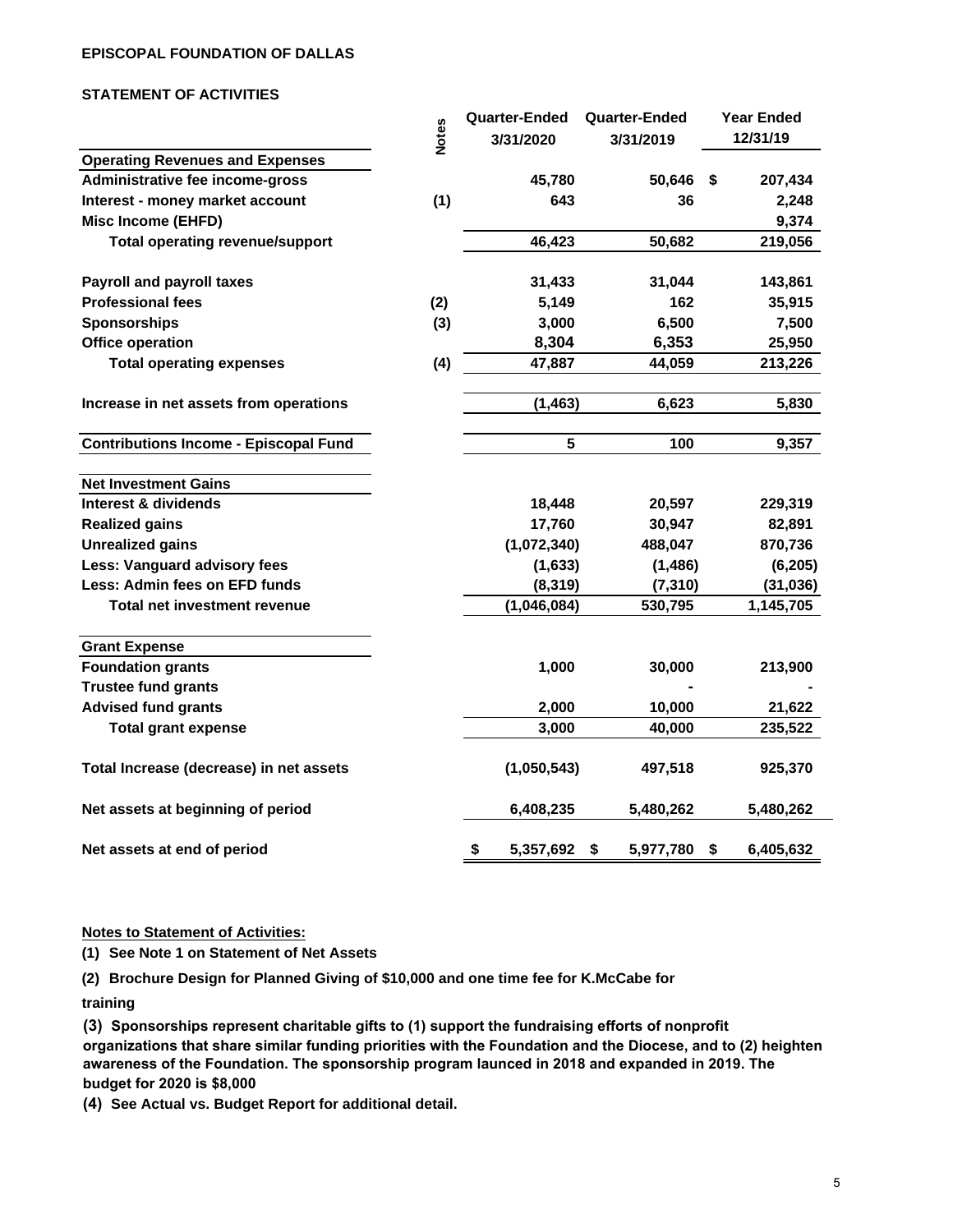**EPISCOPAL FOUNDATION OF DALLAS**

**STATEMENT OF ACTIVITIES**

| | Notes | Quarter-Ended 3/31/2020 | Quarter-Ended 3/31/2019 | Year Ended 12/31/19 |
|---|---|---|---|---|
| **Operating Revenues and Expenses** | | | | |
| Administrative fee income-gross | | 45,780 | 50,646 | $ 207,434 |
| Interest - money market account | (1) | 643 | 36 | 2,248 |
| Misc Income (EHFD) | | | | 9,374 |
| Total operating revenue/support | | 46,423 | 50,682 | 219,056 |
| | | | | |
| Payroll and payroll taxes | | 31,433 | 31,044 | 143,861 |
| Professional fees | (2) | 5,149 | 162 | 35,915 |
| Sponsorships | (3) | 3,000 | 6,500 | 7,500 |
| Office operation | | 8,304 | 6,353 | 25,950 |
| Total operating expenses | (4) | 47,887 | 44,059 | 213,226 |
| | | | | |
| Increase in net assets from operations | | (1,463) | 6,623 | 5,830 |
| | | | | |
| **Contributions Income - Episcopal Fund** | | 5 | 100 | 9,357 |
| | | | | |
| **Net Investment Gains** | | | | |
| Interest & dividends | | 18,448 | 20,597 | 229,319 |
| Realized gains | | 17,760 | 30,947 | 82,891 |
| Unrealized gains | | (1,072,340) | 488,047 | 870,736 |
| Less: Vanguard advisory fees | | (1,633) | (1,486) | (6,205) |
| Less: Admin fees on EFD funds | | (8,319) | (7,310) | (31,036) |
| Total net investment revenue | | (1,046,084) | 530,795 | 1,145,705 |
| | | | | |
| **Grant Expense** | | | | |
| Foundation grants | | 1,000 | 30,000 | 213,900 |
| Trustee fund grants | | | - | - |
| Advised fund grants | | 2,000 | 10,000 | 21,622 |
| Total grant expense | | 3,000 | 40,000 | 235,522 |
| | | | | |
| Total Increase (decrease) in net assets | | (1,050,543) | 497,518 | 925,370 |
| | | | | |
| Net assets at beginning of period | | 6,408,235 | 5,480,262 | 5,480,262 |
| | | | | |
| Net assets at end of period | | $ 5,357,692 | $ 5,977,780 | $ 6,405,632 |

**Notes to Statement of Activities:**

**(1)** See Note 1 on Statement of Net Assets

**(2)** Brochure Design for Planned Giving of $10,000 and one time fee for K.McCabe for training

**(3)** Sponsorships represent charitable gifts to (1) support the fundraising efforts of nonprofit organizations that share similar funding priorities with the Foundation and the Diocese, and to (2) heighten awareness of the Foundation. The sponsorship program launced in 2018 and expanded in 2019. The budget for 2020 is $8,000

**(4)** See Actual vs. Budget Report for additional detail.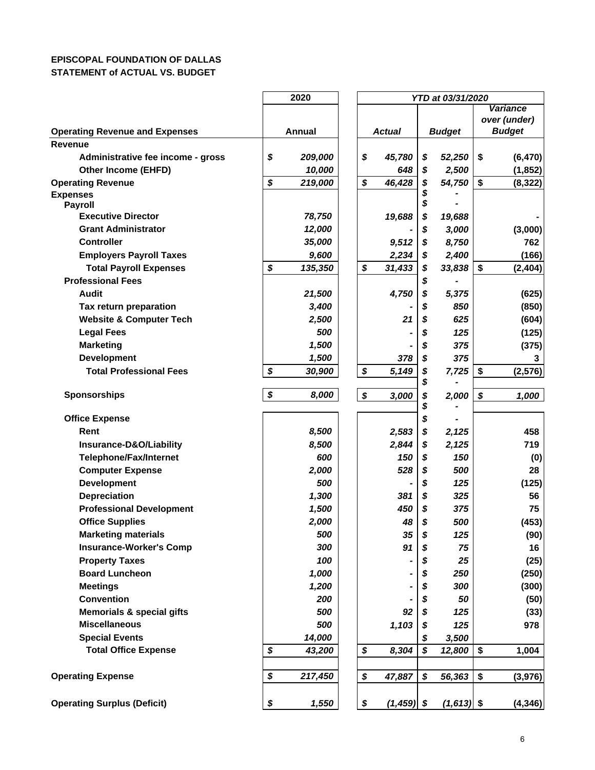**EPISCOPAL FOUNDATION OF DALLAS**
**STATEMENT of ACTUAL VS. BUDGET**

| | 2020 | YTD at 03/31/2020 | | |
|---|---|---|---|---|
| **Operating Revenue and Expenses** | **Annual** | ***Actual*** | ***Budget*** | ***Variance over (under) Budget*** |
| **Revenue** | | | | |
| **Administrative fee income - gross** | $ 209,000 | $ 45,780 | $ 52,250 | $ (6,470) |
| **Other Income (EHFD)** | 10,000 | 648 | $ 2,500 | (1,852) |
| **Operating Revenue** | $ 219,000 | $ 46,428 | $ 54,750 | $ (8,322) |
| **Expenses** | | | $ - | |
| **Payroll** | | | $ - | |
| **Executive Director** | 78,750 | 19,688 | $ 19,688 | - |
| **Grant Administrator** | 12,000 | - | $ 3,000 | (3,000) |
| **Controller** | 35,000 | 9,512 | $ 8,750 | 762 |
| **Employers Payroll Taxes** | 9,600 | 2,234 | $ 2,400 | (166) |
| **Total Payroll Expenses** | $ 135,350 | $ 31,433 | $ 33,838 | $ (2,404) |
| **Professional Fees** | | | $ - | |
| **Audit** | 21,500 | 4,750 | $ 5,375 | (625) |
| **Tax return preparation** | 3,400 | - | $ 850 | (850) |
| **Website & Computer Tech** | 2,500 | 21 | $ 625 | (604) |
| **Legal Fees** | 500 | - | $ 125 | (125) |
| **Marketing** | 1,500 | - | $ 375 | (375) |
| **Development** | 1,500 | 378 | $ 375 | 3 |
| **Total Professional Fees** | $ 30,900 | $ 5,149 | $ 7,725 | $ (2,576) |
| | | | $ - | |
| **Sponsorships** | $ 8,000 | $ 3,000 | $ 2,000 | $ 1,000 |
| | | | $ - | |
| **Office Expense** | | | $ - | |
| **Rent** | 8,500 | 2,583 | $ 2,125 | 458 |
| **Insurance-D&O/Liability** | 8,500 | 2,844 | $ 2,125 | 719 |
| **Telephone/Fax/Internet** | 600 | 150 | $ 150 | (0) |
| **Computer Expense** | 2,000 | 528 | $ 500 | 28 |
| **Development** | 500 | - | $ 125 | (125) |
| **Depreciation** | 1,300 | 381 | $ 325 | 56 |
| **Professional Development** | 1,500 | 450 | $ 375 | 75 |
| **Office Supplies** | 2,000 | 48 | $ 500 | (453) |
| **Marketing materials** | 500 | 35 | $ 125 | (90) |
| **Insurance-Worker's Comp** | 300 | 91 | $ 75 | 16 |
| **Property Taxes** | 100 | - | $ 25 | (25) |
| **Board Luncheon** | 1,000 | - | $ 250 | (250) |
| **Meetings** | 1,200 | - | $ 300 | (300) |
| **Convention** | 200 | - | $ 50 | (50) |
| **Memorials & special gifts** | 500 | 92 | $ 125 | (33) |
| **Miscellaneous** | 500 | 1,103 | $ 125 | 978 |
| **Special Events** | 14,000 | | $ 3,500 | |
| **Total Office Expense** | $ 43,200 | $ 8,304 | $ 12,800 | $ 1,004 |
| | | | | |
| **Operating Expense** | $ 217,450 | $ 47,887 | $ 56,363 | $ (3,976) |
| | | | | |
| **Operating Surplus (Deficit)** | $ 1,550 | $ (1,459) | $ (1,613) | $ (4,346) |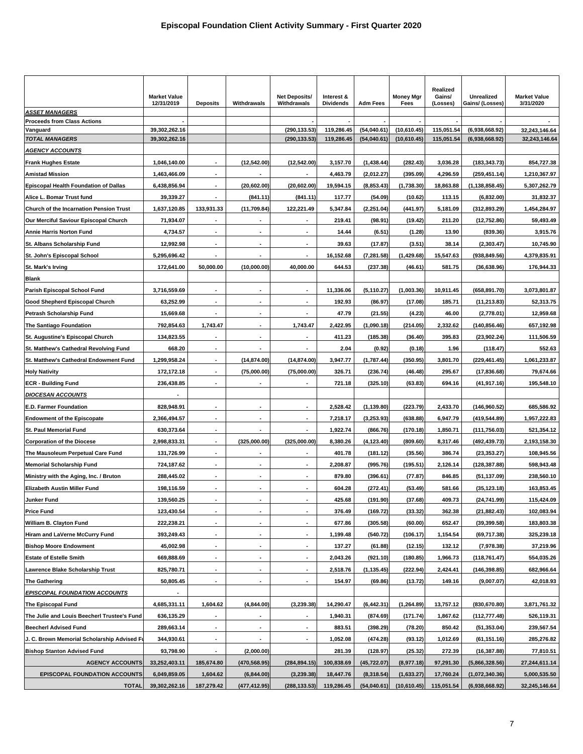# Episcopal Foundation Client Activity Summary - First Quarter 2020

| | Market Value 12/31/2019 | Deposits | Withdrawals | Net Deposits/ Withdrawals | Interest & Dividends | Adm Fees | Money Mgr Fees | Realized Gains/ (Losses) | Unrealized Gains/ (Losses) | Market Value 3/31/2020 |
|---|---|---|---|---|---|---|---|---|---|---|
| ***ASSET MANAGERS*** | | | | | | | | | | |
| **Proceeds from Class Actions** | - | | | - | - | - | - | - | - | - |
| **Vanguard** | 39,302,262.16 | | | (290,133.53) | 119,286.45 | (54,040.61) | (10,610.45) | 115,051.54 | (6,938,668.92) | 32,243,146.64 |
| ***TOTAL MANAGERS*** | 39,302,262.16 | | | (290,133.53) | 119,286.45 | (54,040.61) | (10,610.45) | 115,051.54 | (6,938,668.92) | 32,243,146.64 |
| ***AGENCY ACCOUNTS*** | | | | | | | | | | |
| **Frank Hughes Estate** | 1,046,140.00 | - | (12,542.00) | (12,542.00) | 3,157.70 | (1,438.44) | (282.43) | 3,036.28 | (183,343.73) | 854,727.38 |
| **Amistad Mission** | 1,463,466.09 | - | - | - | 4,463.79 | (2,012.27) | (395.09) | 4,296.59 | (259,451.14) | 1,210,367.97 |
| **Episcopal Health Foundation of Dallas** | 6,438,856.94 | - | (20,602.00) | (20,602.00) | 19,594.15 | (8,853.43) | (1,738.30) | 18,863.88 | (1,138,858.45) | 5,307,262.79 |
| **Alice L. Bomar Trust fund** | 39,339.27 | - | (841.11) | (841.11) | 117.77 | (54.09) | (10.62) | 113.15 | (6,832.00) | 31,832.37 |
| **Church of the Incarnation Pension Trust** | 1,637,120.85 | 133,931.33 | (11,709.84) | 122,221.49 | 5,347.84 | (2,251.04) | (441.97) | 5,181.09 | (312,893.29) | 1,454,284.97 |
| **Our Merciful Saviour Episcopal Church** | 71,934.07 | - | - | - | 219.41 | (98.91) | (19.42) | 211.20 | (12,752.86) | 59,493.49 |
| **Annie Harris Norton Fund** | 4,734.57 | - | - | - | 14.44 | (6.51) | (1.28) | 13.90 | (839.36) | 3,915.76 |
| **St. Albans Scholarship Fund** | 12,992.98 | - | - | - | 39.63 | (17.87) | (3.51) | 38.14 | (2,303.47) | 10,745.90 |
| **St. John's Episcopal School** | 5,295,696.42 | - | - | - | 16,152.68 | (7,281.58) | (1,429.68) | 15,547.63 | (938,849.56) | 4,379,835.91 |
| **St. Mark's Irving** | 172,641.00 | 50,000.00 | (10,000.00) | 40,000.00 | 644.53 | (237.38) | (46.61) | 581.75 | (36,638.96) | 176,944.33 |
| **Blank** | | | | | | | | | | |
| **Parish Episcopal School Fund** | 3,716,559.69 | - | - | - | 11,336.06 | (5,110.27) | (1,003.36) | 10,911.45 | (658,891.70) | 3,073,801.87 |
| **Good Shepherd Episcopal Church** | 63,252.99 | - | - | - | 192.93 | (86.97) | (17.08) | 185.71 | (11,213.83) | 52,313.75 |
| **Petrash Scholarship Fund** | 15,669.68 | - | - | - | 47.79 | (21.55) | (4.23) | 46.00 | (2,778.01) | 12,959.68 |
| **The Santiago Foundation** | 792,854.63 | 1,743.47 | - | 1,743.47 | 2,422.95 | (1,090.18) | (214.05) | 2,332.62 | (140,856.46) | 657,192.98 |
| **St. Augustine's Episcopal Church** | 134,823.55 | - | - | - | 411.23 | (185.38) | (36.40) | 395.83 | (23,902.24) | 111,506.59 |
| **St. Matthew's Cathedral Revolving Fund** | 668.20 | - | - | - | 2.04 | (0.92) | (0.18) | 1.96 | (118.47) | 552.63 |
| **St. Matthew's Cathedral Endowment Fund** | 1,299,958.24 | - | (14,874.00) | (14,874.00) | 3,947.77 | (1,787.44) | (350.95) | 3,801.70 | (229,461.45) | 1,061,233.87 |
| **Holy Nativity** | 172,172.18 | - | (75,000.00) | (75,000.00) | 326.71 | (236.74) | (46.48) | 295.67 | (17,836.68) | 79,674.66 |
| **ECR - Building Fund** | 236,438.85 | - | - | - | 721.18 | (325.10) | (63.83) | 694.16 | (41,917.16) | 195,548.10 |
| ***DIOCESAN ACCOUNTS*** | - | | | | | | | | | |
| **E.D. Farmer Foundation** | 828,948.91 | - | - | - | 2,528.42 | (1,139.80) | (223.79) | 2,433.70 | (146,960.52) | 685,586.92 |
| **Endowment of the Episcopate** | 2,366,494.57 | - | - | - | 7,218.17 | (3,253.93) | (638.88) | 6,947.79 | (419,544.89) | 1,957,222.83 |
| **St. Paul Memorial Fund** | 630,373.64 | - | - | - | 1,922.74 | (866.76) | (170.18) | 1,850.71 | (111,756.03) | 521,354.12 |
| **Corporation of the Diocese** | 2,998,833.31 | - | (325,000.00) | (325,000.00) | 8,380.26 | (4,123.40) | (809.60) | 8,317.46 | (492,439.73) | 2,193,158.30 |
| **The Mausoleum Perpetual Care Fund** | 131,726.99 | - | - | - | 401.78 | (181.12) | (35.56) | 386.74 | (23,353.27) | 108,945.56 |
| **Memorial Scholarship Fund** | 724,187.62 | - | - | - | 2,208.87 | (995.76) | (195.51) | 2,126.14 | (128,387.88) | 598,943.48 |
| **Ministry with the Aging, Inc. / Bruton** | 288,445.02 | - | - | - | 879.80 | (396.61) | (77.87) | 846.85 | (51,137.09) | 238,560.10 |
| **Elizabeth Austin Miller Fund** | 198,116.59 | - | - | - | 604.28 | (272.41) | (53.49) | 581.66 | (35,123.18) | 163,853.45 |
| **Junker Fund** | 139,560.25 | - | - | - | 425.68 | (191.90) | (37.68) | 409.73 | (24,741.99) | 115,424.09 |
| **Price Fund** | 123,430.54 | - | - | - | 376.49 | (169.72) | (33.32) | 362.38 | (21,882.43) | 102,083.94 |
| **William B. Clayton Fund** | 222,238.21 | - | - | - | 677.86 | (305.58) | (60.00) | 652.47 | (39,399.58) | 183,803.38 |
| **Hiram and LaVerne McCurry Fund** | 393,249.43 | - | - | - | 1,199.48 | (540.72) | (106.17) | 1,154.54 | (69,717.38) | 325,239.18 |
| **Bishop Moore Endowment** | 45,002.98 | - | - | - | 137.27 | (61.88) | (12.15) | 132.12 | (7,978.38) | 37,219.96 |
| **Estate of Estelle Smith** | 669,888.69 | - | - | - | 2,043.26 | (921.10) | (180.85) | 1,966.73 | (118,761.47) | 554,035.26 |
| **Lawrence Blake Scholarship Trust** | 825,780.71 | - | - | - | 2,518.76 | (1,135.45) | (222.94) | 2,424.41 | (146,398.85) | 682,966.64 |
| **The Gathering** | 50,805.45 | - | - | - | 154.97 | (69.86) | (13.72) | 149.16 | (9,007.07) | 42,018.93 |
| ***EPISCOPAL FOUNDATION ACCOUNTS*** | - | | | | | | | | | |
| **The Episcopal Fund** | 4,685,331.11 | 1,604.62 | (4,844.00) | (3,239.38) | 14,290.47 | (6,442.31) | (1,264.89) | 13,757.12 | (830,670.80) | 3,871,761.32 |
| **The Julie and Louis Beecherl Trustee's Fund** | 636,135.29 | - | - | - | 1,940.31 | (874.69) | (171.74) | 1,867.62 | (112,777.48) | 526,119.31 |
| **Beecherl Advised Fund** | 289,663.14 | - | - | - | 883.51 | (398.29) | (78.20) | 850.42 | (51,353.04) | 239,567.54 |
| **J. C. Brown Memorial Scholarship Advised Fu** | 344,930.61 | - | - | - | 1,052.08 | (474.28) | (93.12) | 1,012.69 | (61,151.16) | 285,276.82 |
| **Bishop Stanton Advised Fund** | 93,798.90 | - | (2,000.00) | | 281.39 | (128.97) | (25.32) | 272.39 | (16,387.88) | 77,810.51 |
| **AGENCY ACCOUNTS** | 33,252,403.11 | 185,674.80 | (470,568.95) | (284,894.15) | 100,838.69 | (45,722.07) | (8,977.18) | 97,291.30 | (5,866,328.56) | 27,244,611.14 |
| **EPISCOPAL FOUNDATION ACCOUNTS** | 6,049,859.05 | 1,604.62 | (6,844.00) | (3,239.38) | 18,447.76 | (8,318.54) | (1,633.27) | 17,760.24 | (1,072,340.36) | 5,000,535.50 |
| **TOTAL** | 39,302,262.16 | 187,279.42 | (477,412.95) | (288,133.53) | 119,286.45 | (54,040.61) | (10,610.45) | 115,051.54 | (6,938,668.92) | 32,245,146.64 |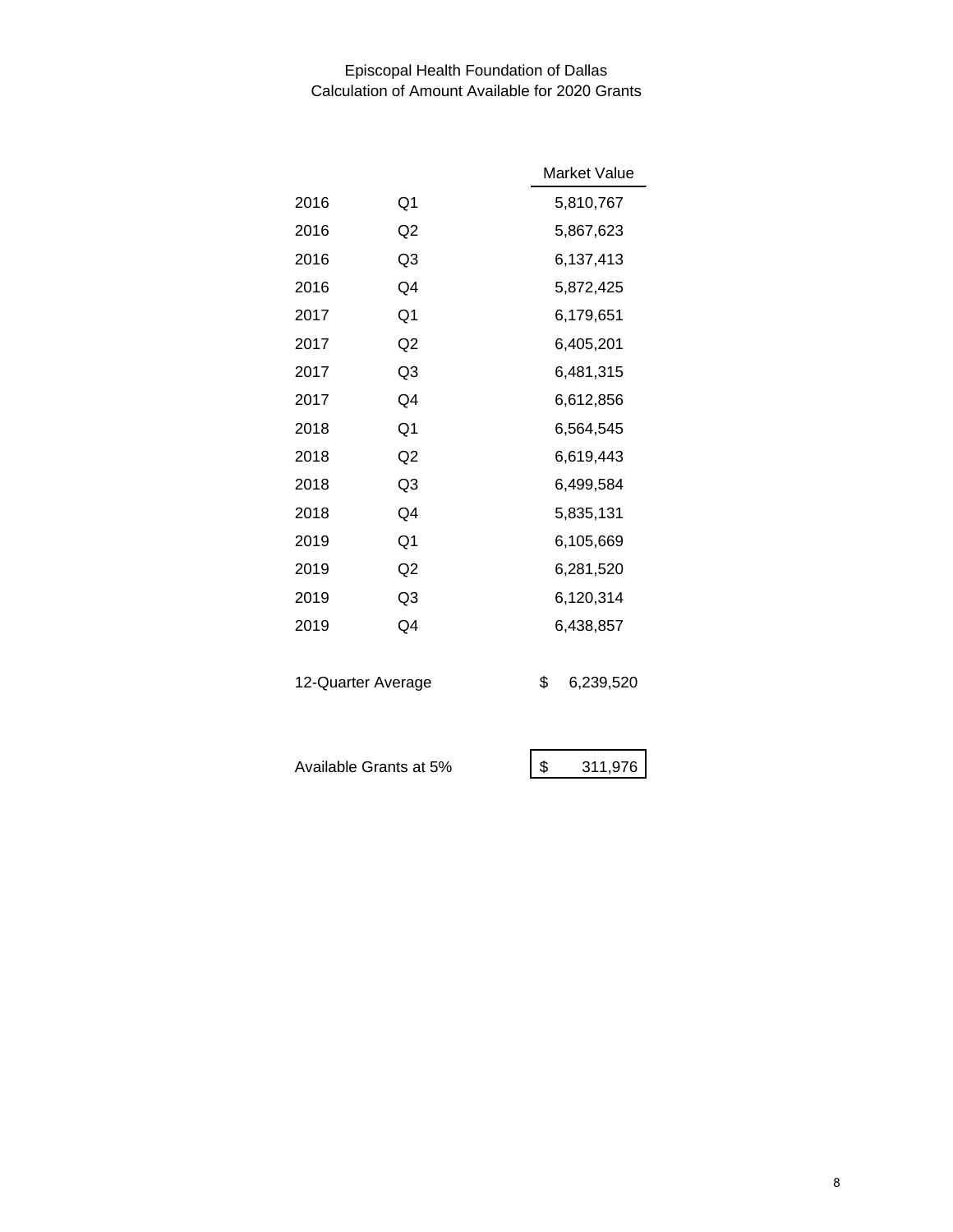# Episcopal Health Foundation of Dallas
## Calculation of Amount Available for 2020 Grants

| Year | Quarter | Market Value |
|---|---|---|
| 2016 | Q1 | 5,810,767 |
| 2016 | Q2 | 5,867,623 |
| 2016 | Q3 | 6,137,413 |
| 2016 | Q4 | 5,872,425 |
| 2017 | Q1 | 6,179,651 |
| 2017 | Q2 | 6,405,201 |
| 2017 | Q3 | 6,481,315 |
| 2017 | Q4 | 6,612,856 |
| 2018 | Q1 | 6,564,545 |
| 2018 | Q2 | 6,619,443 |
| 2018 | Q3 | 6,499,584 |
| 2018 | Q4 | 5,835,131 |
| 2019 | Q1 | 6,105,669 |
| 2019 | Q2 | 6,281,520 |
| 2019 | Q3 | 6,120,314 |
| 2019 | Q4 | 6,438,857 |
| 12-Quarter Average | | $ 6,239,520 |
| Available Grants at 5% | | $ 311,976 |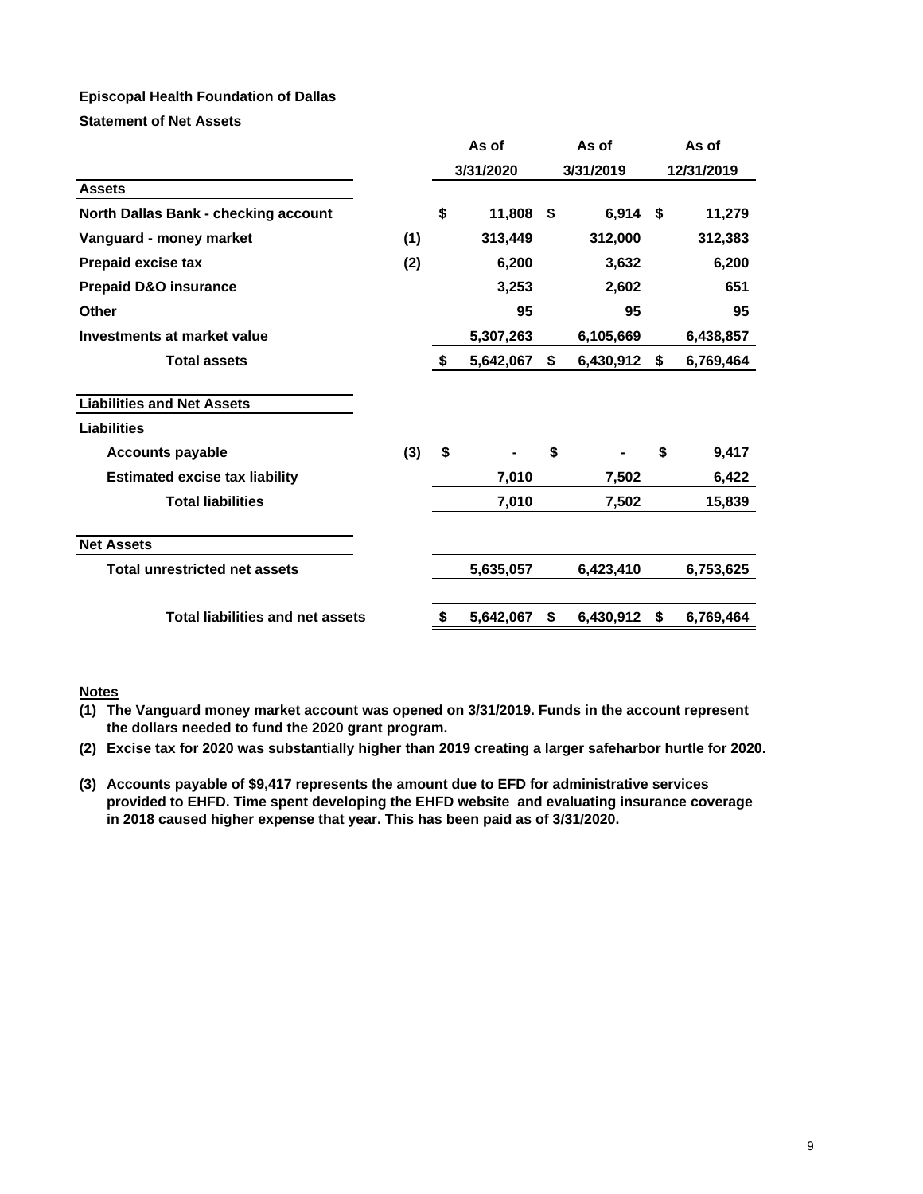**Episcopal Health Foundation of Dallas**

**Statement of Net Assets**

| | | As of 3/31/2020 | As of 3/31/2019 | As of 12/31/2019 |
|---|---|---|---|---|
| **Assets** | | | | |
| North Dallas Bank - checking account | | $ 11,808 | $ 6,914 | $ 11,279 |
| Vanguard - money market | (1) | 313,449 | 312,000 | 312,383 |
| Prepaid excise tax | (2) | 6,200 | 3,632 | 6,200 |
| Prepaid D&O insurance | | 3,253 | 2,602 | 651 |
| Other | | 95 | 95 | 95 |
| Investments at market value | | 5,307,263 | 6,105,669 | 6,438,857 |
| **Total assets** | | $ 5,642,067 | $ 6,430,912 | $ 6,769,464 |
| **Liabilities and Net Assets** | | | | |
| **Liabilities** | | | | |
| Accounts payable | (3) | $ - | $ - | $ 9,417 |
| Estimated excise tax liability | | 7,010 | 7,502 | 6,422 |
| **Total liabilities** | | 7,010 | 7,502 | 15,839 |
| **Net Assets** | | | | |
| Total unrestricted net assets | | 5,635,057 | 6,423,410 | 6,753,625 |
| **Total liabilities and net assets** | | $ 5,642,067 | $ 6,430,912 | $ 6,769,464 |

**Notes**

(1) The Vanguard money market account was opened on 3/31/2019. Funds in the account represent the dollars needed to fund the 2020 grant program.

(2) Excise tax for 2020 was substantially higher than 2019 creating a larger safeharbor hurtle for 2020.

(3) Accounts payable of $9,417 represents the amount due to EFD for administrative services provided to EHFD. Time spent developing the EHFD website and evaluating insurance coverage in 2018 caused higher expense that year. This has been paid as of 3/31/2020.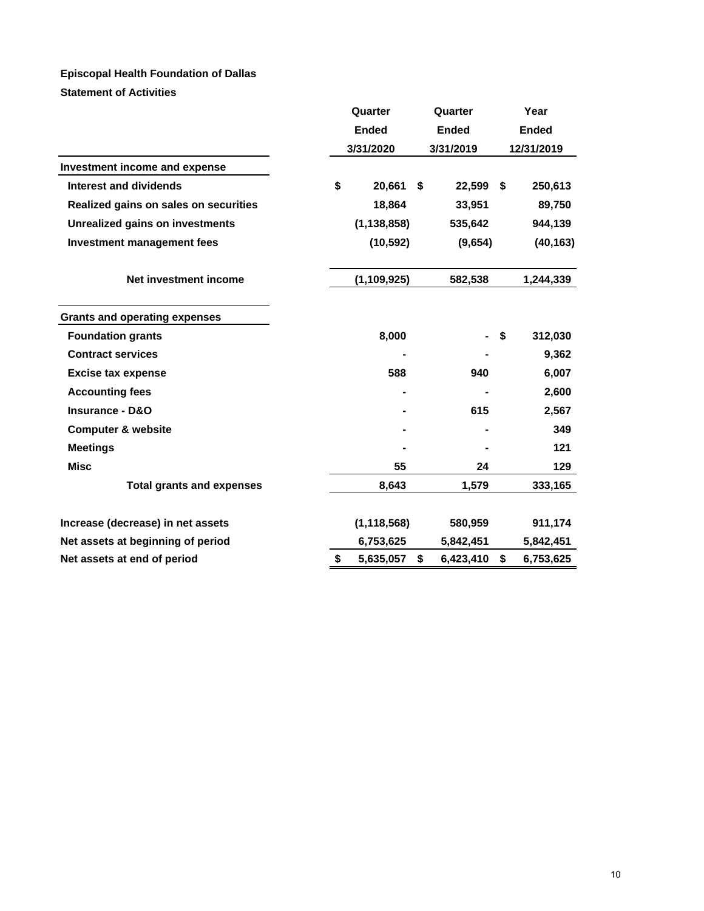**Episcopal Health Foundation of Dallas**

**Statement of Activities**

| | Quarter Ended 3/31/2020 | Quarter Ended 3/31/2019 | Year Ended 12/31/2019 |
|---|---|---|---|
| **Investment income and expense** | | | |
| Interest and dividends | $ 20,661 | $ 22,599 | $ 250,613 |
| Realized gains on sales on securities | 18,864 | 33,951 | 89,750 |
| Unrealized gains on investments | (1,138,858) | 535,642 | 944,139 |
| Investment management fees | (10,592) | (9,654) | (40,163) |
| **Net investment income** | (1,109,925) | 582,538 | 1,244,339 |
| **Grants and operating expenses** | | | |
| Foundation grants | 8,000 | - | $ 312,030 |
| Contract services | - | - | 9,362 |
| Excise tax expense | 588 | 940 | 6,007 |
| Accounting fees | - | - | 2,600 |
| Insurance - D&O | - | 615 | 2,567 |
| Computer & website | - | - | 349 |
| Meetings | - | - | 121 |
| Misc | 55 | 24 | 129 |
| **Total grants and expenses** | 8,643 | 1,579 | 333,165 |
| Increase (decrease) in net assets | (1,118,568) | 580,959 | 911,174 |
| Net assets at beginning of period | 6,753,625 | 5,842,451 | 5,842,451 |
| Net assets at end of period | $ 5,635,057 | $ 6,423,410 | $ 6,753,625 |